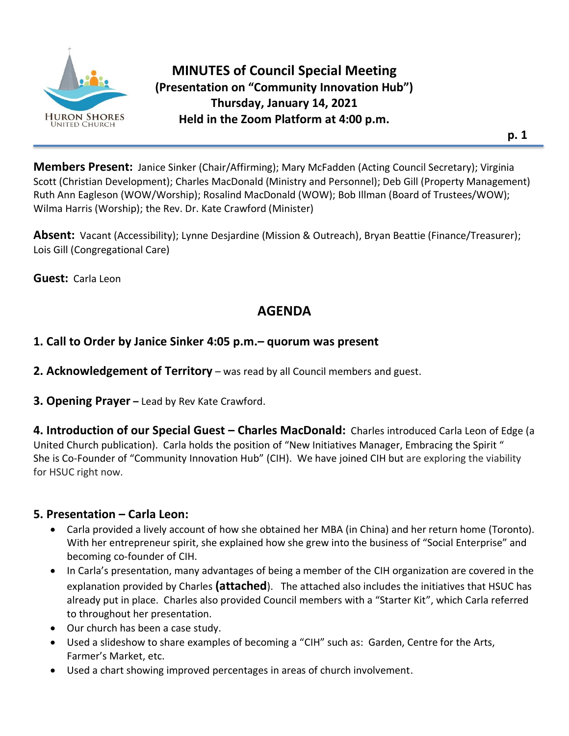# MINUTES of Council Special Meeting
## (Presentation on "Community Innovation Hub")
## Thursday, January 14, 2021
## Held in the Zoom Platform at 4:00 p.m.

**Members Present:** Janice Sinker (Chair/Affirming); Mary McFadden (Acting Council Secretary); Virginia Scott (Christian Development); Charles MacDonald (Ministry and Personnel); Deb Gill (Property Management) Ruth Ann Eagleson (WOW/Worship); Rosalind MacDonald (WOW); Bob Illman (Board of Trustees/WOW); Wilma Harris (Worship); the Rev. Dr. Kate Crawford (Minister)

**Absent:** Vacant (Accessibility); Lynne Desjardine (Mission & Outreach), Bryan Beattie (Finance/Treasurer); Lois Gill (Congregational Care)

**Guest:** Carla Leon

## AGENDA

### 1. Call to Order by Janice Sinker 4:05 p.m.– quorum was present

**2. Acknowledgement of Territory** – was read by all Council members and guest.

**3. Opening Prayer** – Lead by Rev Kate Crawford.

**4. Introduction of our Special Guest – Charles MacDonald:** Charles introduced Carla Leon of Edge (a United Church publication). Carla holds the position of "New Initiatives Manager, Embracing the Spirit " She is Co-Founder of "Community Innovation Hub" (CIH). We have joined CIH but are exploring the viability for HSUC right now.

### 5. Presentation – Carla Leon:

- Carla provided a lively account of how she obtained her MBA (in China) and her return home (Toronto). With her entrepreneur spirit, she explained how she grew into the business of "Social Enterprise" and becoming co-founder of CIH.
- In Carla's presentation, many advantages of being a member of the CIH organization are covered in the explanation provided by Charles **(attached)**. The attached also includes the initiatives that HSUC has already put in place. Charles also provided Council members with a "Starter Kit", which Carla referred to throughout her presentation.
- Our church has been a case study.
- Used a slideshow to share examples of becoming a "CIH" such as: Garden, Centre for the Arts, Farmer's Market, etc.
- Used a chart showing improved percentages in areas of church involvement.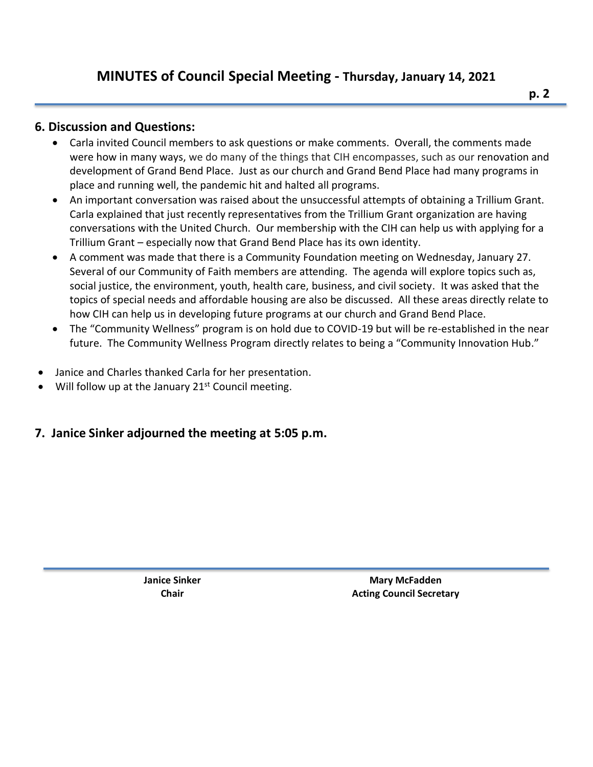## 6. Discussion and Questions:

- Carla invited Council members to ask questions or make comments. Overall, the comments made were how in many ways, we do many of the things that CIH encompasses, such as our renovation and development of Grand Bend Place. Just as our church and Grand Bend Place had many programs in place and running well, the pandemic hit and halted all programs.
- An important conversation was raised about the unsuccessful attempts of obtaining a Trillium Grant. Carla explained that just recently representatives from the Trillium Grant organization are having conversations with the United Church. Our membership with the CIH can help us with applying for a Trillium Grant – especially now that Grand Bend Place has its own identity.
- A comment was made that there is a Community Foundation meeting on Wednesday, January 27. Several of our Community of Faith members are attending. The agenda will explore topics such as, social justice, the environment, youth, health care, business, and civil society. It was asked that the topics of special needs and affordable housing are also be discussed. All these areas directly relate to how CIH can help us in developing future programs at our church and Grand Bend Place.
- The "Community Wellness" program is on hold due to COVID-19 but will be re-established in the near future. The Community Wellness Program directly relates to being a "Community Innovation Hub."

- Janice and Charles thanked Carla for her presentation.
- Will follow up at the January 21st Council meeting.

## 7. Janice Sinker adjourned the meeting at 5:05 p.m.

**Janice Sinker**
**Chair**

**Mary McFadden**
**Acting Council Secretary**